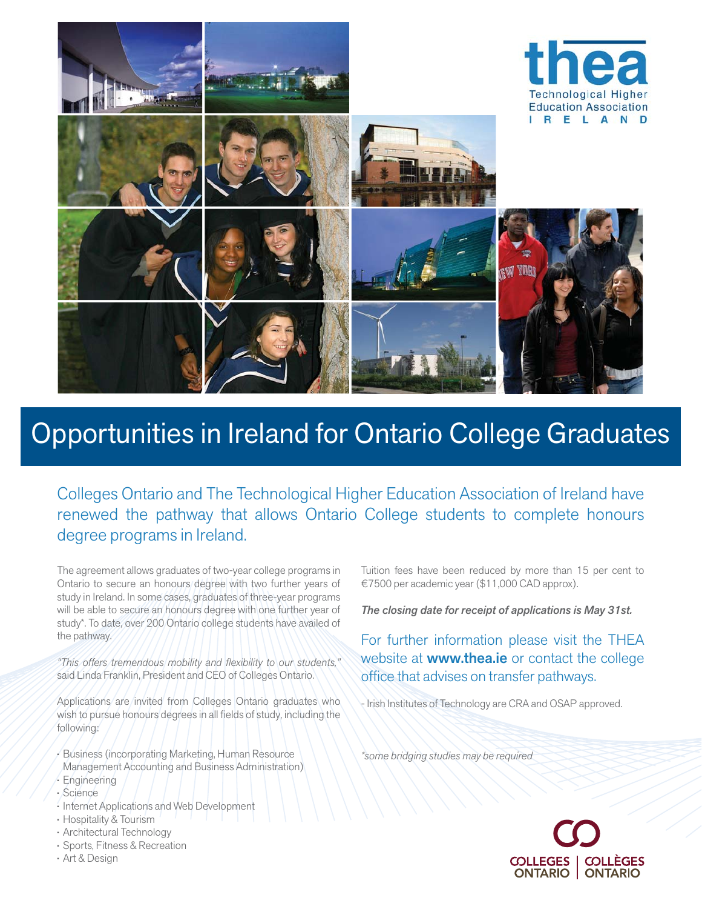thea
Technological Higher Education Association
IRELAND

# Opportunities in Ireland for Ontario College Graduates

Colleges Ontario and The Technological Higher Education Association of Ireland have renewed the pathway that allows Ontario College students to complete honours degree programs in Ireland.

The agreement allows graduates of two-year college programs in Ontario to secure an honours degree with two further years of study in Ireland. In some cases, graduates of three-year programs will be able to secure an honours degree with one further year of study*. To date, over 200 Ontario college students have availed of the pathway.

*"This offers tremendous mobility and flexibility to our students,"* said Linda Franklin, President and CEO of Colleges Ontario.

Applications are invited from Colleges Ontario graduates who wish to pursue honours degrees in all fields of study, including the following:

- Business (incorporating Marketing, Human Resource Management Accounting and Business Administration)
- Engineering
- Science
- Internet Applications and Web Development
- Hospitality & Tourism
- Architectural Technology
- Sports, Fitness & Recreation
- Art & Design

Tuition fees have been reduced by more than 15 per cent to €7500 per academic year ($11,000 CAD approx).

***The closing date for receipt of applications is May 31st.***

For further information please visit the THEA website at **www.thea.ie** or contact the college office that advises on transfer pathways.

- Irish Institutes of Technology are CRA and OSAP approved.

*\*some bridging studies may be required*

COLLEGES ONTARIO | COLLÈGES ONTARIO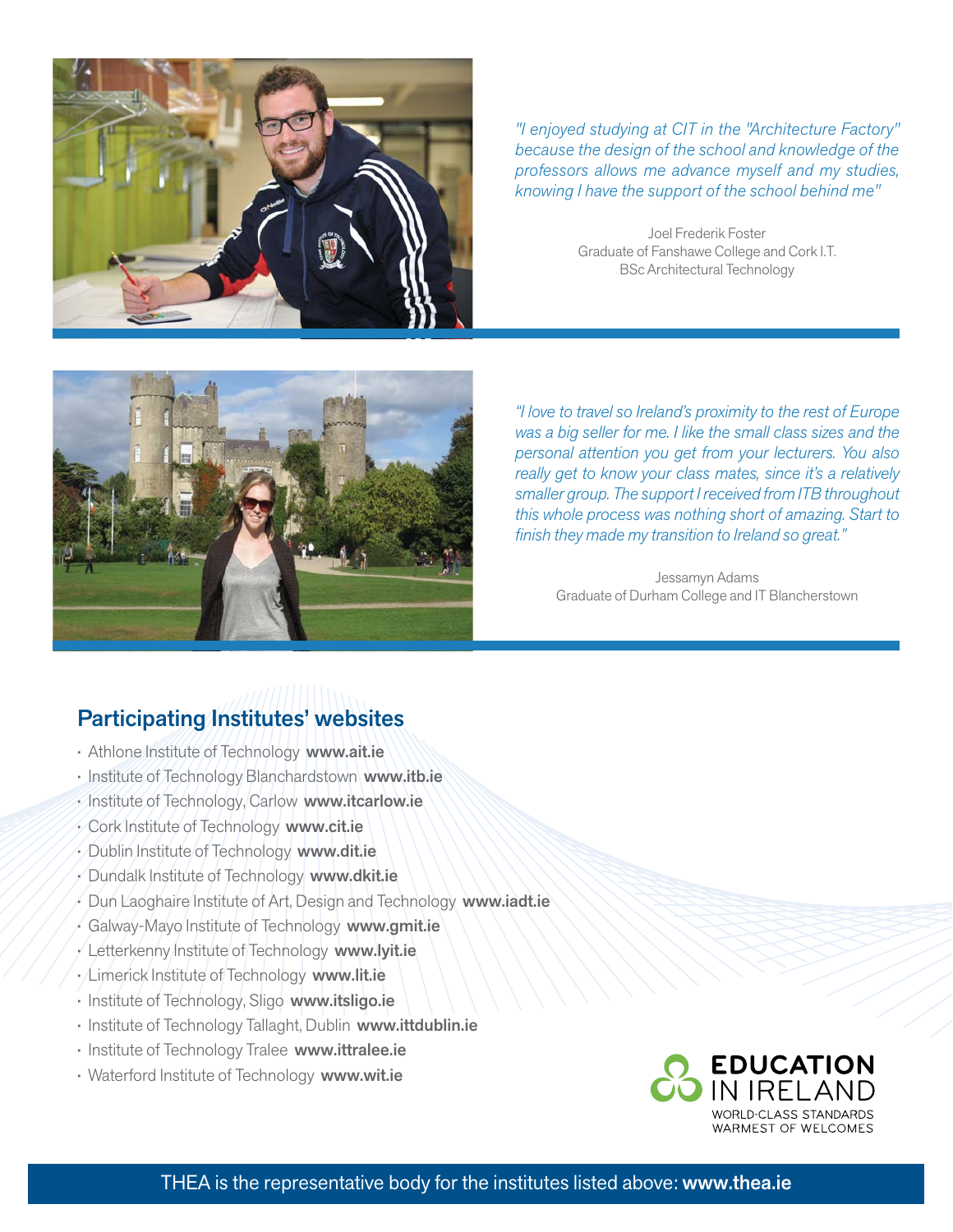*"I enjoyed studying at CIT in the "Architecture Factory" because the design of the school and knowledge of the professors allows me advance myself and my studies, knowing I have the support of the school behind me"*

Joel Frederik Foster
Graduate of Fanshawe College and Cork I.T.
BSc Architectural Technology

*"I love to travel so Ireland's proximity to the rest of Europe was a big seller for me. I like the small class sizes and the personal attention you get from your lecturers. You also really get to know your class mates, since it's a relatively smaller group. The support I received from ITB throughout this whole process was nothing short of amazing. Start to finish they made my transition to Ireland so great."*

Jessamyn Adams
Graduate of Durham College and IT Blancherstown

## Participating Institutes' websites

- Athlone Institute of Technology **www.ait.ie**
- Institute of Technology Blanchardstown **www.itb.ie**
- Institute of Technology, Carlow **www.itcarlow.ie**
- Cork Institute of Technology **www.cit.ie**
- Dublin Institute of Technology **www.dit.ie**
- Dundalk Institute of Technology **www.dkit.ie**
- Dun Laoghaire Institute of Art, Design and Technology **www.iadt.ie**
- Galway-Mayo Institute of Technology **www.gmit.ie**
- Letterkenny Institute of Technology **www.lyit.ie**
- Limerick Institute of Technology **www.lit.ie**
- Institute of Technology, Sligo **www.itsligo.ie**
- Institute of Technology Tallaght, Dublin **www.ittdublin.ie**
- Institute of Technology Tralee **www.ittralee.ie**
- Waterford Institute of Technology **www.wit.ie**

**EDUCATION** IN IRELAND
WORLD-CLASS STANDARDS
WARMEST OF WELCOMES

THEA is the representative body for the institutes listed above: **www.thea.ie**